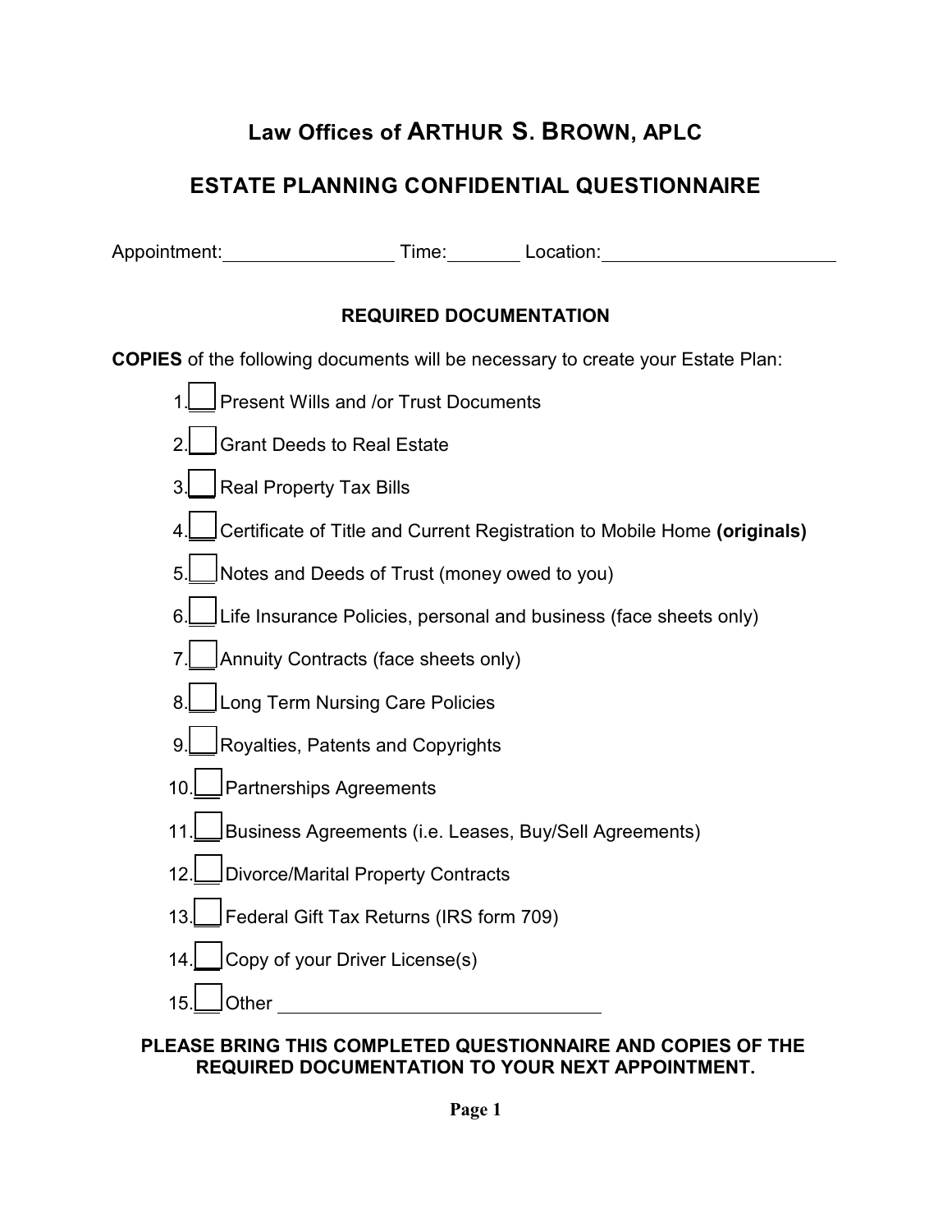# Law Offices of ARTHUR S. BROWN, APLC

## ESTATE PLANNING CONFIDENTIAL QUESTIONNAIRE

Appointment:________________ Time:_______ Location:______________________

### REQUIRED DOCUMENTATION

**COPIES** of the following documents will be necessary to create your Estate Plan:

1. ☐ Present Wills and /or Trust Documents
2. ☐ Grant Deeds to Real Estate
3. ☐ Real Property Tax Bills
4. ☐ Certificate of Title and Current Registration to Mobile Home **(originals)**
5. ☐ Notes and Deeds of Trust (money owed to you)
6. ☐ Life Insurance Policies, personal and business (face sheets only)
7. ☐ Annuity Contracts (face sheets only)
8. ☐ Long Term Nursing Care Policies
9. ☐ Royalties, Patents and Copyrights
10. ☐ Partnerships Agreements
11. ☐ Business Agreements (i.e. Leases, Buy/Sell Agreements)
12. ☐ Divorce/Marital Property Contracts
13. ☐ Federal Gift Tax Returns (IRS form 709)
14. ☐ Copy of your Driver License(s)
15. ☐ Other ______________________________

**PLEASE BRING THIS COMPLETED QUESTIONNAIRE AND COPIES OF THE REQUIRED DOCUMENTATION TO YOUR NEXT APPOINTMENT.**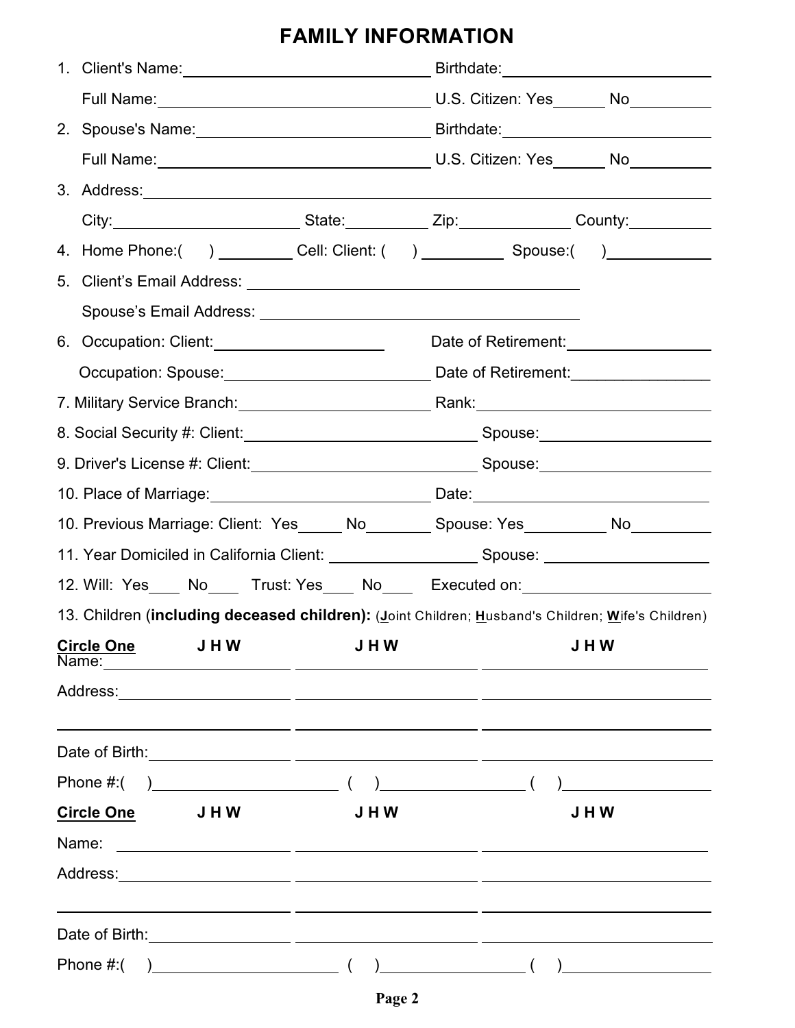# FAMILY INFORMATION

1. Client's Name: ______________________________ Birthdate: ______________________

   Full Name: ______________________________ U.S. Citizen: Yes______ No__________

2. Spouse's Name: ______________________________ Birthdate: ______________________

   Full Name: ______________________________ U.S. Citizen: Yes______ No__________

3. Address: ____________________________________________________________________

   City: ____________________ State: __________ Zip: ____________ County: __________

4. Home Phone:( ) ________ Cell: Client: ( ) __________ Spouse:( )____________

5. Client's Email Address: ________________________________________

   Spouse's Email Address: ________________________________________

6. Occupation: Client: ____________________ Date of Retirement: ________________

   Occupation: Spouse: ______________________ Date of Retirement: ________________

7. Military Service Branch: ______________________ Rank: __________________________

8. Social Security #: Client: ____________________________ Spouse: __________________

9. Driver's License #: Client: ____________________________ Spouse: __________________

10. Place of Marriage: ______________________________ Date: _________________________

10. Previous Marriage: Client: Yes_____ No________ Spouse: Yes__________ No__________

11. Year Domiciled in California Client: ________________ Spouse: ____________________

12. Will: Yes____ No____ Trust: Yes____ No____ Executed on: ______________________

13. Children (**including deceased children):** (**J**oint Children; **H**usband's Children; **W**ife's Children)

| **Circle One** | J H W | J H W | J H W |
|---|---|---|---|
| Name: | | | |
| Address: | | | |
| | | | |
| Date of Birth: | | | |
| Phone #: | ( ) | ( ) | ( ) |

| **Circle One** | J H W | J H W | J H W |
|---|---|---|---|
| Name: | | | |
| Address: | | | |
| | | | |
| Date of Birth: | | | |
| Phone #: | ( ) | ( ) | ( ) |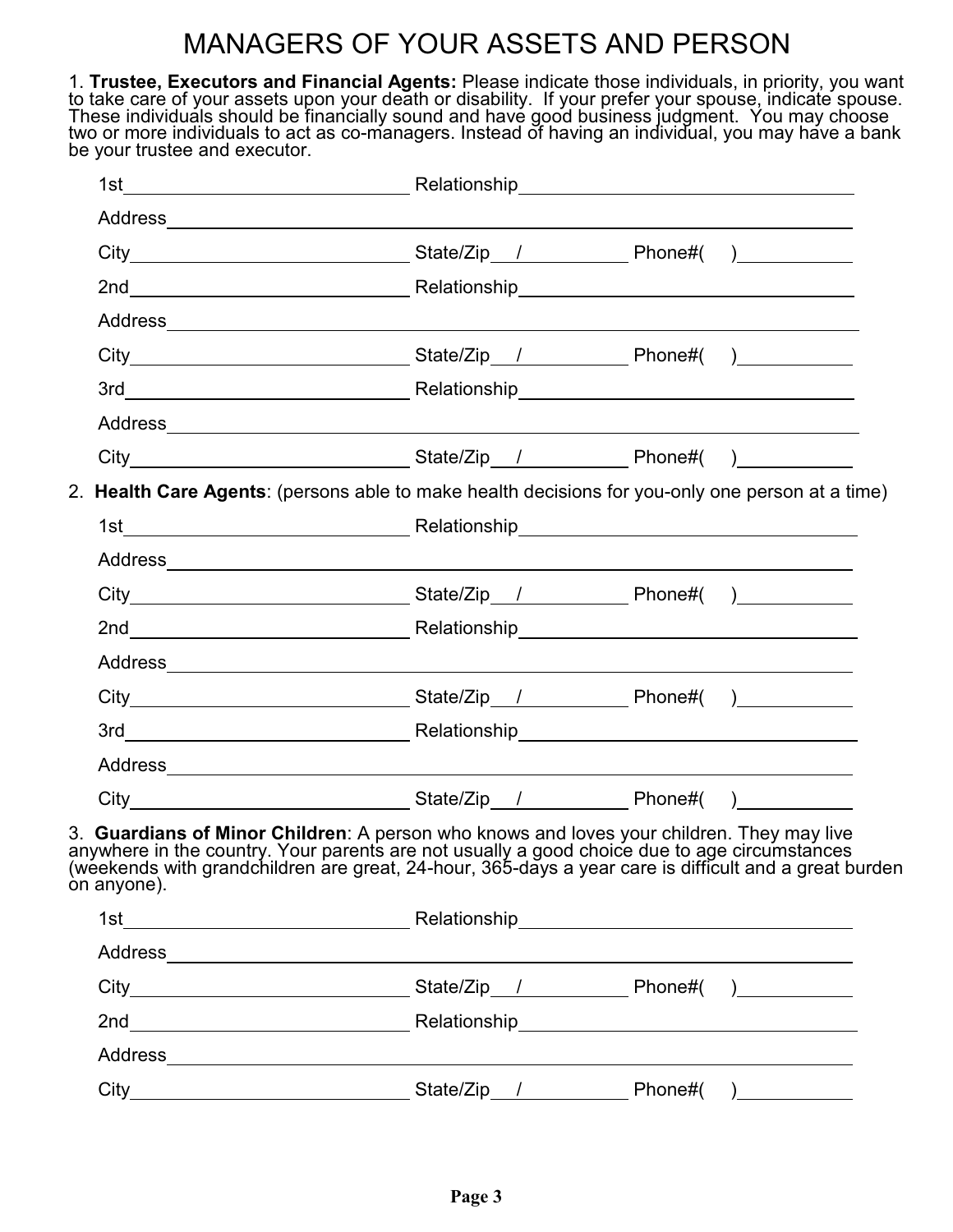# MANAGERS OF YOUR ASSETS AND PERSON

1. **Trustee, Executors and Financial Agents:** Please indicate those individuals, in priority, you want to take care of your assets upon your death or disability. If your prefer your spouse, indicate spouse. These individuals should be financially sound and have good business judgment. You may choose two or more individuals to act as co-managers. Instead of having an individual, you may have a bank be your trustee and executor.

1st\_\_\_\_\_\_\_\_\_\_\_\_\_\_\_\_\_\_\_\_ Relationship\_\_\_\_\_\_\_\_\_\_\_\_\_\_\_\_\_\_\_\_

Address\_\_\_\_\_\_\_\_\_\_\_\_\_\_\_\_\_\_\_\_\_\_\_\_\_\_\_\_\_\_\_\_\_\_\_\_\_\_\_\_

City\_\_\_\_\_\_\_\_\_\_\_\_\_\_\_\_\_\_\_\_ State/Zip\_\_/\_\_\_\_\_\_\_\_ Phone#( )\_\_\_\_\_\_\_\_

2nd\_\_\_\_\_\_\_\_\_\_\_\_\_\_\_\_\_\_\_\_ Relationship\_\_\_\_\_\_\_\_\_\_\_\_\_\_\_\_\_\_\_\_

Address\_\_\_\_\_\_\_\_\_\_\_\_\_\_\_\_\_\_\_\_\_\_\_\_\_\_\_\_\_\_\_\_\_\_\_\_\_\_\_\_

City\_\_\_\_\_\_\_\_\_\_\_\_\_\_\_\_\_\_\_\_ State/Zip\_\_/\_\_\_\_\_\_\_\_ Phone#( )\_\_\_\_\_\_\_\_

3rd\_\_\_\_\_\_\_\_\_\_\_\_\_\_\_\_\_\_\_\_ Relationship\_\_\_\_\_\_\_\_\_\_\_\_\_\_\_\_\_\_\_\_

Address\_\_\_\_\_\_\_\_\_\_\_\_\_\_\_\_\_\_\_\_\_\_\_\_\_\_\_\_\_\_\_\_\_\_\_\_\_\_\_\_

City\_\_\_\_\_\_\_\_\_\_\_\_\_\_\_\_\_\_\_\_ State/Zip\_\_/\_\_\_\_\_\_\_\_ Phone#( )\_\_\_\_\_\_\_\_

2. **Health Care Agents**: (persons able to make health decisions for you-only one person at a time)

1st\_\_\_\_\_\_\_\_\_\_\_\_\_\_\_\_\_\_\_\_ Relationship\_\_\_\_\_\_\_\_\_\_\_\_\_\_\_\_\_\_\_\_

Address\_\_\_\_\_\_\_\_\_\_\_\_\_\_\_\_\_\_\_\_\_\_\_\_\_\_\_\_\_\_\_\_\_\_\_\_\_\_\_\_

City\_\_\_\_\_\_\_\_\_\_\_\_\_\_\_\_\_\_\_\_ State/Zip\_\_/\_\_\_\_\_\_\_\_ Phone#( )\_\_\_\_\_\_\_\_

2nd\_\_\_\_\_\_\_\_\_\_\_\_\_\_\_\_\_\_\_\_ Relationship\_\_\_\_\_\_\_\_\_\_\_\_\_\_\_\_\_\_\_\_

Address\_\_\_\_\_\_\_\_\_\_\_\_\_\_\_\_\_\_\_\_\_\_\_\_\_\_\_\_\_\_\_\_\_\_\_\_\_\_\_\_

City\_\_\_\_\_\_\_\_\_\_\_\_\_\_\_\_\_\_\_\_ State/Zip\_\_/\_\_\_\_\_\_\_\_ Phone#( )\_\_\_\_\_\_\_\_

3rd\_\_\_\_\_\_\_\_\_\_\_\_\_\_\_\_\_\_\_\_ Relationship\_\_\_\_\_\_\_\_\_\_\_\_\_\_\_\_\_\_\_\_

Address\_\_\_\_\_\_\_\_\_\_\_\_\_\_\_\_\_\_\_\_\_\_\_\_\_\_\_\_\_\_\_\_\_\_\_\_\_\_\_\_

City\_\_\_\_\_\_\_\_\_\_\_\_\_\_\_\_\_\_\_\_ State/Zip\_\_/\_\_\_\_\_\_\_\_ Phone#( )\_\_\_\_\_\_\_\_

3. **Guardians of Minor Children**: A person who knows and loves your children. They may live anywhere in the country. Your parents are not usually a good choice due to age circumstances (weekends with grandchildren are great, 24-hour, 365-days a year care is difficult and a great burden on anyone).

1st\_\_\_\_\_\_\_\_\_\_\_\_\_\_\_\_\_\_\_\_ Relationship\_\_\_\_\_\_\_\_\_\_\_\_\_\_\_\_\_\_\_\_

Address\_\_\_\_\_\_\_\_\_\_\_\_\_\_\_\_\_\_\_\_\_\_\_\_\_\_\_\_\_\_\_\_\_\_\_\_\_\_\_\_

City\_\_\_\_\_\_\_\_\_\_\_\_\_\_\_\_\_\_\_\_ State/Zip\_\_/\_\_\_\_\_\_\_\_ Phone#( )\_\_\_\_\_\_\_\_

2nd\_\_\_\_\_\_\_\_\_\_\_\_\_\_\_\_\_\_\_\_ Relationship\_\_\_\_\_\_\_\_\_\_\_\_\_\_\_\_\_\_\_\_

Address\_\_\_\_\_\_\_\_\_\_\_\_\_\_\_\_\_\_\_\_\_\_\_\_\_\_\_\_\_\_\_\_\_\_\_\_\_\_\_\_

City\_\_\_\_\_\_\_\_\_\_\_\_\_\_\_\_\_\_\_\_ State/Zip\_\_/\_\_\_\_\_\_\_\_ Phone#( )\_\_\_\_\_\_\_\_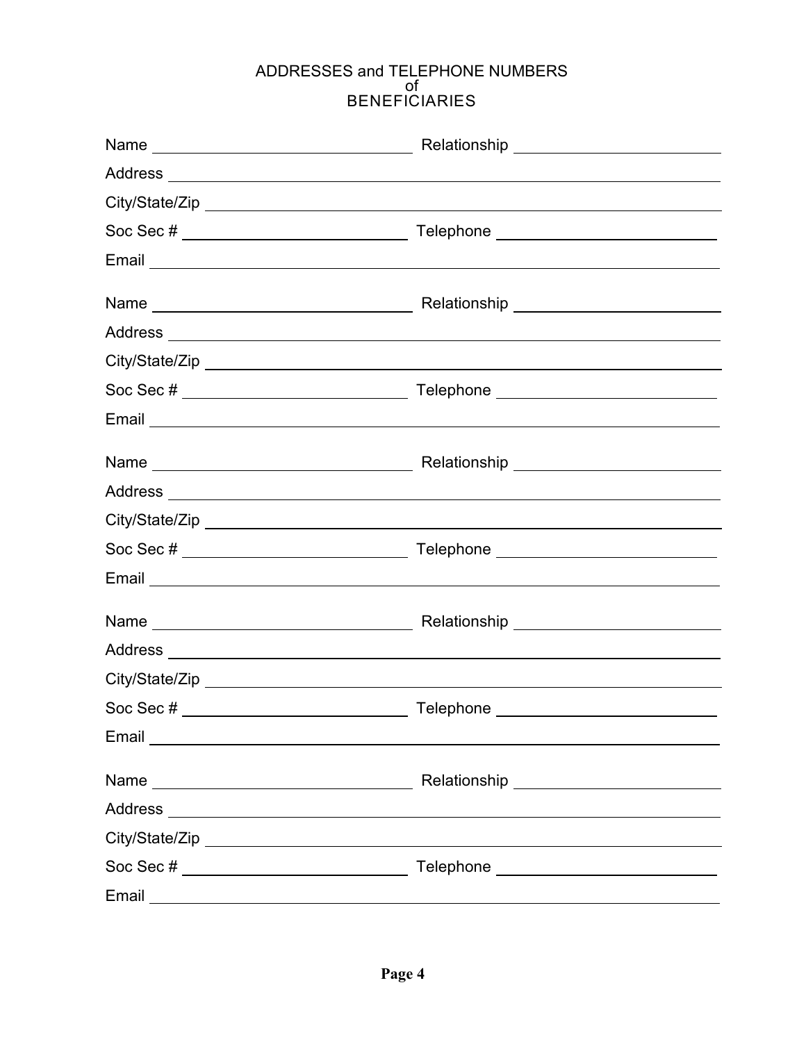# ADDRESSES and TELEPHONE NUMBERS of BENEFICIARIES

Name ______________________________ Relationship ________________________

Address ________________________________________________________________

City/State/Zip ___________________________________________________________

Soc Sec # __________________________ Telephone __________________________

Email __________________________________________________________________

Name ______________________________ Relationship ________________________

Address ________________________________________________________________

City/State/Zip ___________________________________________________________

Soc Sec # __________________________ Telephone __________________________

Email __________________________________________________________________

Name ______________________________ Relationship ________________________

Address ________________________________________________________________

City/State/Zip ___________________________________________________________

Soc Sec # __________________________ Telephone __________________________

Email __________________________________________________________________

Name ______________________________ Relationship ________________________

Address ________________________________________________________________

City/State/Zip ___________________________________________________________

Soc Sec # __________________________ Telephone __________________________

Email __________________________________________________________________

Name ______________________________ Relationship ________________________

Address ________________________________________________________________

City/State/Zip ___________________________________________________________

Soc Sec # __________________________ Telephone __________________________

Email __________________________________________________________________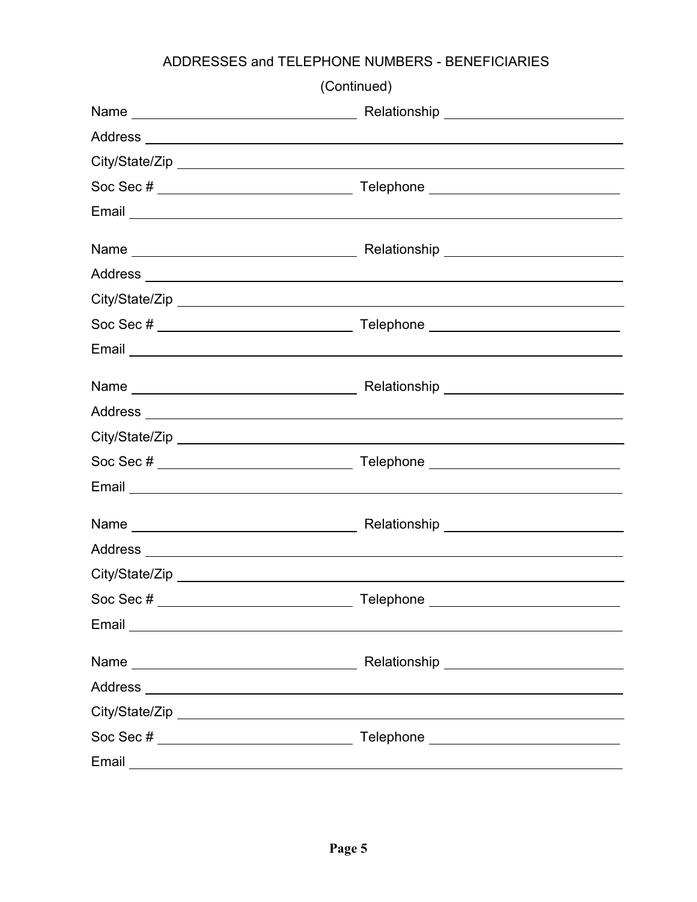## ADDRESSES and TELEPHONE NUMBERS - BENEFICIARIES

(Continued)

Name ______________________________ Relationship ______________________

Address ______________________________________________________________

City/State/Zip __________________________________________________________

Soc Sec # __________________________ Telephone ________________________

Email ________________________________________________________________

Name ______________________________ Relationship ______________________

Address ______________________________________________________________

City/State/Zip __________________________________________________________

Soc Sec # __________________________ Telephone ________________________

Email ________________________________________________________________

Name ______________________________ Relationship ______________________

Address ______________________________________________________________

City/State/Zip __________________________________________________________

Soc Sec # __________________________ Telephone ________________________

Email ________________________________________________________________

Name ______________________________ Relationship ______________________

Address ______________________________________________________________

City/State/Zip __________________________________________________________

Soc Sec # __________________________ Telephone ________________________

Email ________________________________________________________________

Name ______________________________ Relationship ______________________

Address ______________________________________________________________

City/State/Zip __________________________________________________________

Soc Sec # __________________________ Telephone ________________________

Email ________________________________________________________________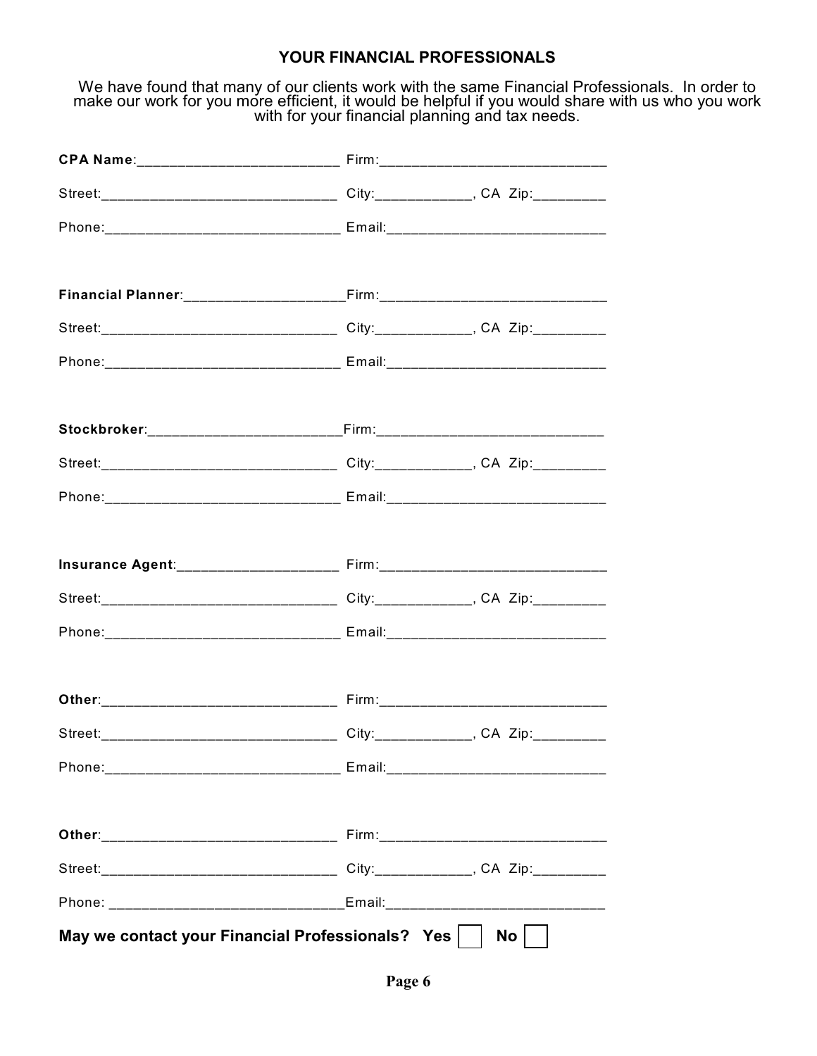## YOUR FINANCIAL PROFESSIONALS

We have found that many of our clients work with the same Financial Professionals. In order to make our work for you more efficient, it would be helpful if you would share with us who you work with for your financial planning and tax needs.

**CPA Name**:_________________________ Firm:____________________________

Street:_____________________________ City:____________, CA Zip:_________

Phone:_____________________________ Email:___________________________

**Financial Planner**:____________________Firm:____________________________

Street:_____________________________ City:____________, CA Zip:_________

Phone:_____________________________ Email:___________________________

**Stockbroker**:________________________Firm:____________________________

Street:_____________________________ City:____________, CA Zip:_________

Phone:_____________________________ Email:___________________________

**Insurance Agent**:____________________ Firm:____________________________

Street:_____________________________ City:____________, CA Zip:_________

Phone:_____________________________ Email:___________________________

**Other**:_____________________________ Firm:____________________________

Street:_____________________________ City:____________, CA Zip:_________

Phone:_____________________________ Email:___________________________

**Other**:_____________________________ Firm:____________________________

Street:_____________________________ City:____________, CA Zip:_________

Phone: _____________________________Email:___________________________

**May we contact your Financial Professionals? Yes** ☐ **No** ☐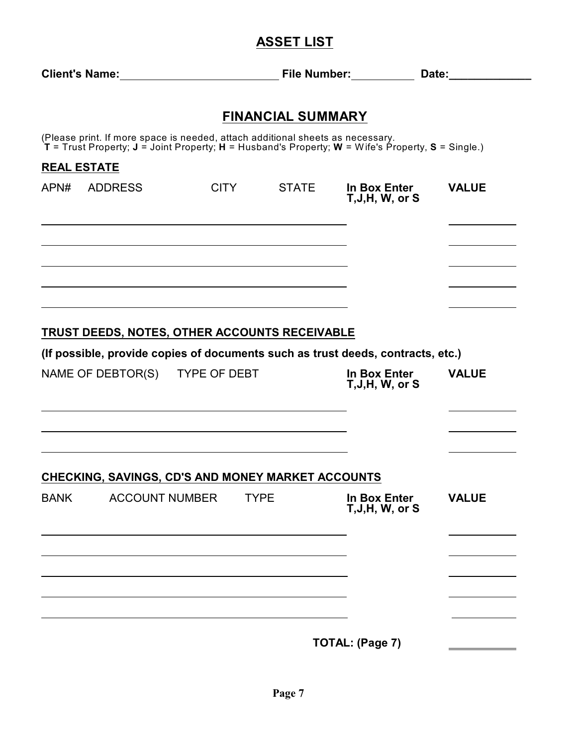# ASSET LIST

**Client's Name:**\_\_\_\_\_\_\_\_\_\_\_\_\_\_\_\_\_\_\_\_\_\_\_\_\_\_ **File Number:**\_\_\_\_\_\_\_\_\_\_ **Date:**\_\_\_\_\_\_\_\_\_\_\_\_\_

## FINANCIAL SUMMARY

(Please print. If more space is needed, attach additional sheets as necessary.
**T** = Trust Property; **J** = Joint Property; **H** = Husband's Property; **W** = Wife's Property, **S** = Single.)

### REAL ESTATE

| APN# | ADDRESS | CITY | STATE | In Box Enter T,J,H, W, or S | VALUE |
|---|---|---|---|---|---|
| | | | | | |
| | | | | | |
| | | | | | |
| | | | | | |
| | | | | | |

### TRUST DEEDS, NOTES, OTHER ACCOUNTS RECEIVABLE

**(If possible, provide copies of documents such as trust deeds, contracts, etc.)**

| NAME OF DEBTOR(S) | TYPE OF DEBT | In Box Enter T,J,H, W, or S | VALUE |
|---|---|---|---|
| | | | |
| | | | |
| | | | |

### CHECKING, SAVINGS, CD'S AND MONEY MARKET ACCOUNTS

| BANK | ACCOUNT NUMBER | TYPE | In Box Enter T,J,H, W, or S | VALUE |
|---|---|---|---|---|
| | | | | |
| | | | | |
| | | | | |
| | | | | |
| | | | | |

**TOTAL: (Page 7)** \_\_\_\_\_\_\_\_\_\_\_\_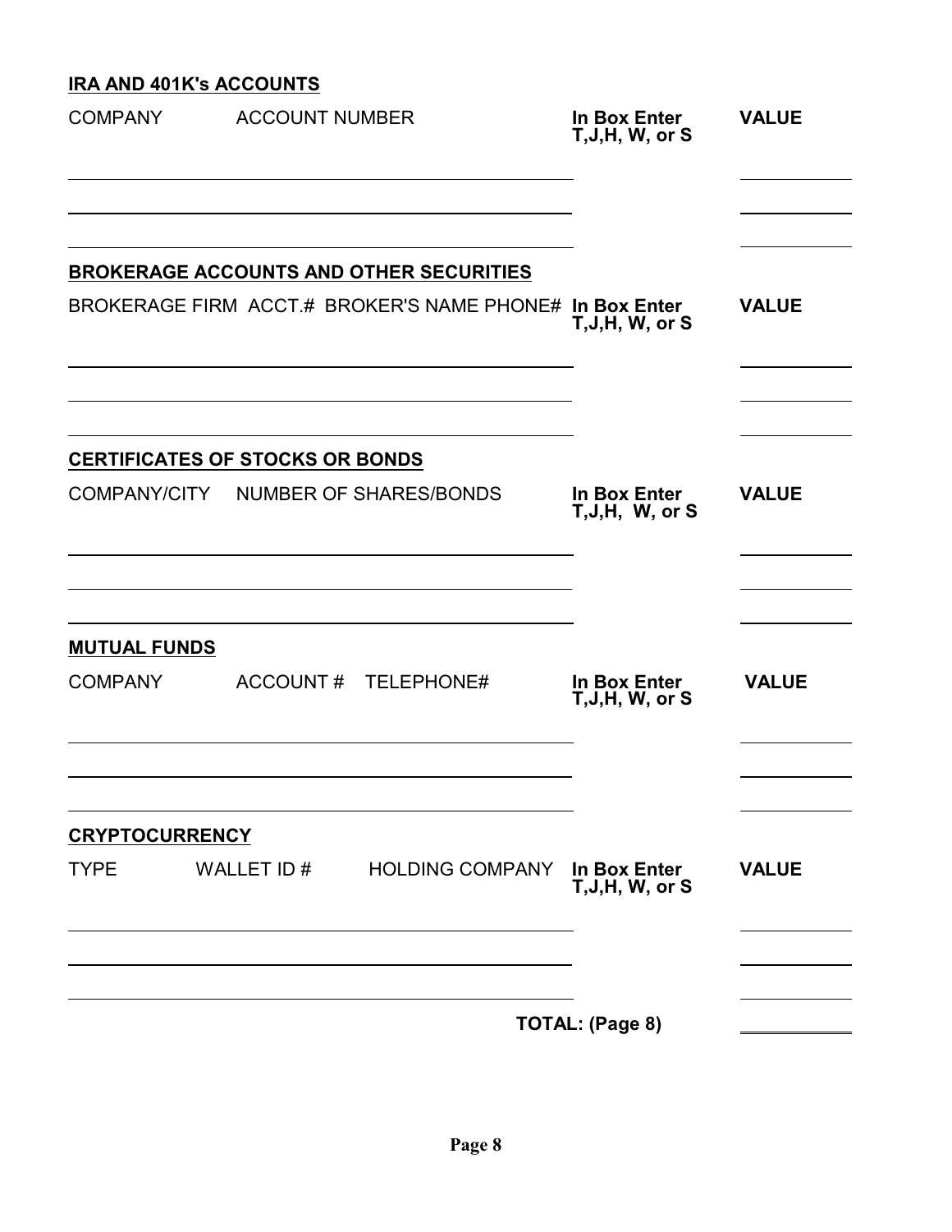**IRA AND 401K's ACCOUNTS**

| COMPANY | ACCOUNT NUMBER | In Box Enter T,J,H, W, or S | VALUE |
|---|---|---|---|
| | | | |
| | | | |
| | | | |

**BROKERAGE ACCOUNTS AND OTHER SECURITIES**

| BROKERAGE FIRM | ACCT.# | BROKER'S NAME | PHONE# | In Box Enter T,J,H, W, or S | VALUE |
|---|---|---|---|---|---|
| | | | | | |
| | | | | | |
| | | | | | |

**CERTIFICATES OF STOCKS OR BONDS**

| COMPANY/CITY | NUMBER OF SHARES/BONDS | In Box Enter T,J,H, W, or S | VALUE |
|---|---|---|---|
| | | | |
| | | | |
| | | | |

**MUTUAL FUNDS**

| COMPANY | ACCOUNT # | TELEPHONE# | In Box Enter T,J,H, W, or S | VALUE |
|---|---|---|---|---|
| | | | | |
| | | | | |
| | | | | |

**CRYPTOCURRENCY**

| TYPE | WALLET ID # | HOLDING COMPANY | In Box Enter T,J,H, W, or S | VALUE |
|---|---|---|---|---|
| | | | | |
| | | | | |
| | | | | |

**TOTAL: (Page 8)** ____________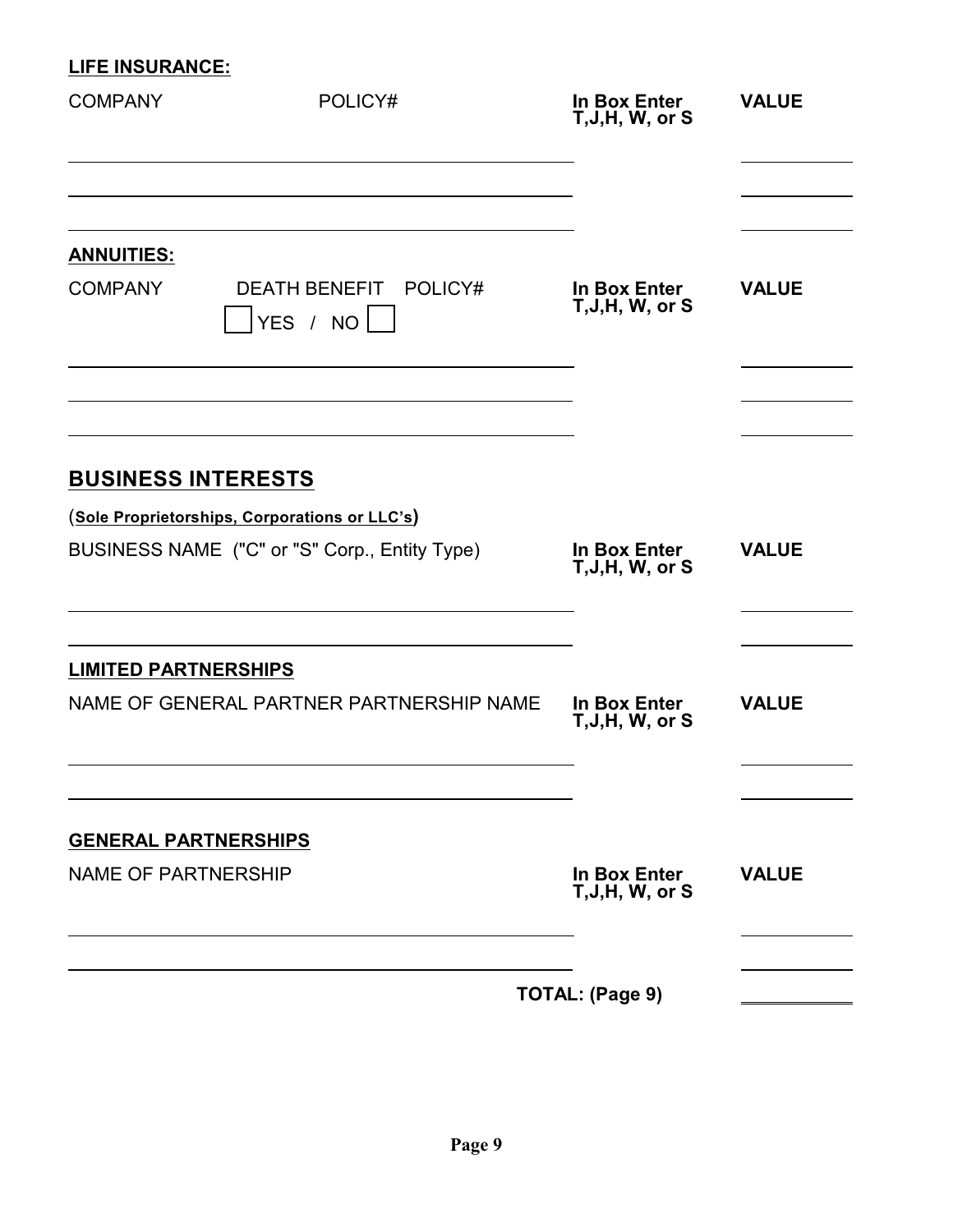**LIFE INSURANCE:**

| COMPANY | POLICY# | In Box Enter T,J,H, W, or S | VALUE |
|---|---|---|---|
| | | | |
| | | | |
| | | | |

**ANNUITIES:**

| COMPANY | DEATH BENEFIT ☐ YES / NO ☐ | POLICY# | In Box Enter T,J,H, W, or S | VALUE |
|---|---|---|---|---|
| | | | | |
| | | | | |
| | | | | |

## BUSINESS INTERESTS

(**Sole Proprietorships, Corporations or LLC's**)

| BUSINESS NAME ("C" or "S" Corp., Entity Type) | In Box Enter T,J,H, W, or S | VALUE |
|---|---|---|
| | | |
| | | |

**LIMITED PARTNERSHIPS**

| NAME OF GENERAL PARTNER | PARTNERSHIP NAME | In Box Enter T,J,H, W, or S | VALUE |
|---|---|---|---|
| | | | |
| | | | |

**GENERAL PARTNERSHIPS**

| NAME OF PARTNERSHIP | In Box Enter T,J,H, W, or S | VALUE |
|---|---|---|
| | | |
| | | |

**TOTAL: (Page 9)** ____________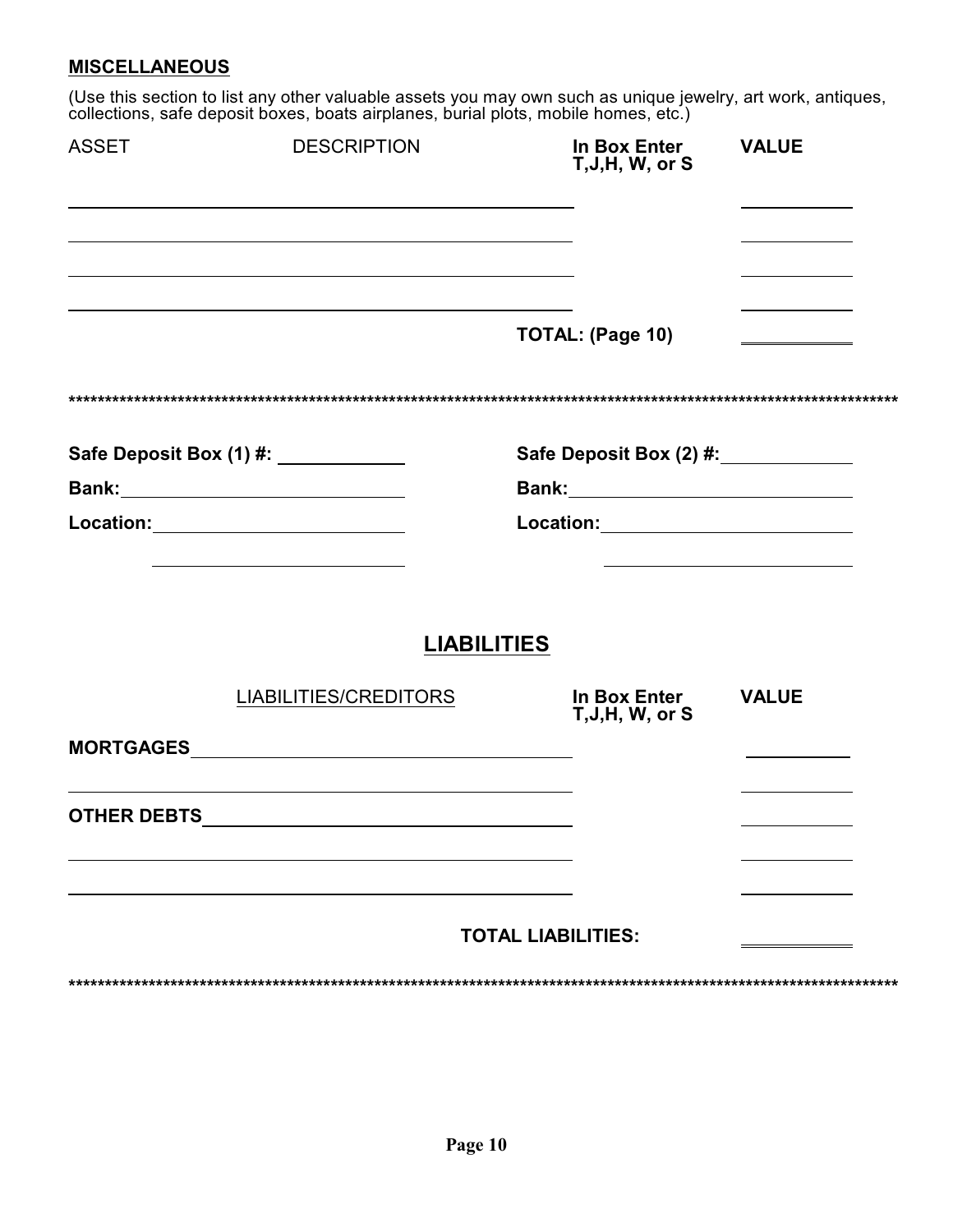## MISCELLANEOUS

(Use this section to list any other valuable assets you may own such as unique jewelry, art work, antiques, collections, safe deposit boxes, boats airplanes, burial plots, mobile homes, etc.)

| ASSET | DESCRIPTION | In Box Enter T,J,H, W, or S | VALUE |
|---|---|---|---|
| | | | |
| | | | |
| | | | |
| | | | |
| | | **TOTAL: (Page 10)** | |

************************************************************************************************************************

**Safe Deposit Box (1) #:** ____________

**Bank:** ____________

**Location:** ____________

____________

**Safe Deposit Box (2) #:** ____________

**Bank:** ____________

**Location:** ____________

____________

## LIABILITIES

| LIABILITIES/CREDITORS | In Box Enter T,J,H, W, or S | VALUE |
|---|---|---|
| **MORTGAGES** | | |
| | | |
| **OTHER DEBTS** | | |
| | | |
| | | |
| | **TOTAL LIABILITIES:** | |

************************************************************************************************************************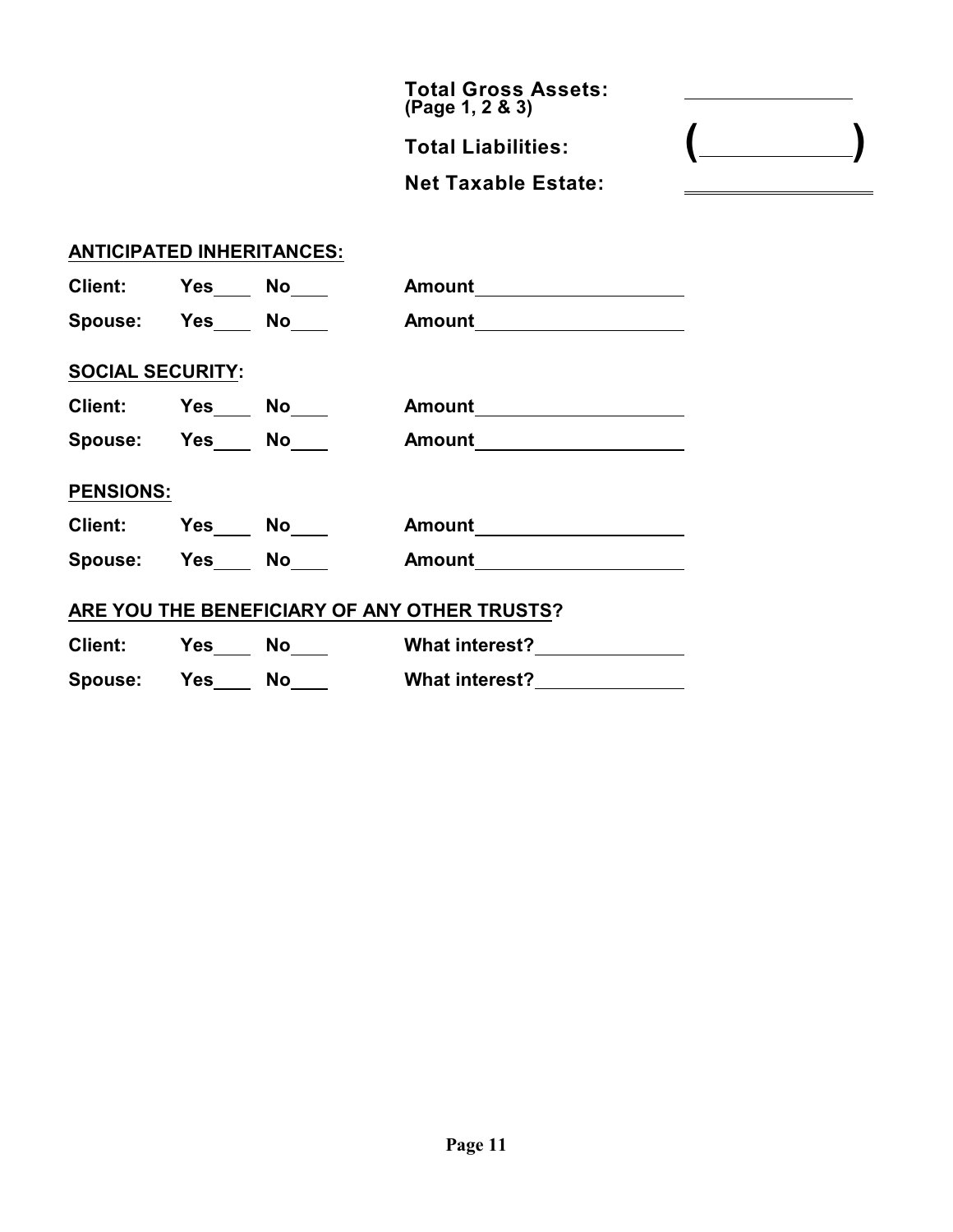**Total Gross Assets:** ____________
**(Page 1, 2 & 3)**

**Total Liabilities:** ( ____________ )

**Net Taxable Estate:** ____________

**ANTICIPATED INHERITANCES:**

**Client:** **Yes**____ **No**____ **Amount**____________________

**Spouse:** **Yes**____ **No**____ **Amount**____________________

**SOCIAL SECURITY:**

**Client:** **Yes**____ **No**____ **Amount**____________________

**Spouse:** **Yes**____ **No**____ **Amount**____________________

**PENSIONS:**

**Client:** **Yes**____ **No**____ **Amount**____________________

**Spouse:** **Yes**____ **No**____ **Amount**____________________

**ARE YOU THE BENEFICIARY OF ANY OTHER TRUSTS?**

**Client:** **Yes**____ **No**____ **What interest?**______________

**Spouse:** **Yes**____ **No**____ **What interest?**______________